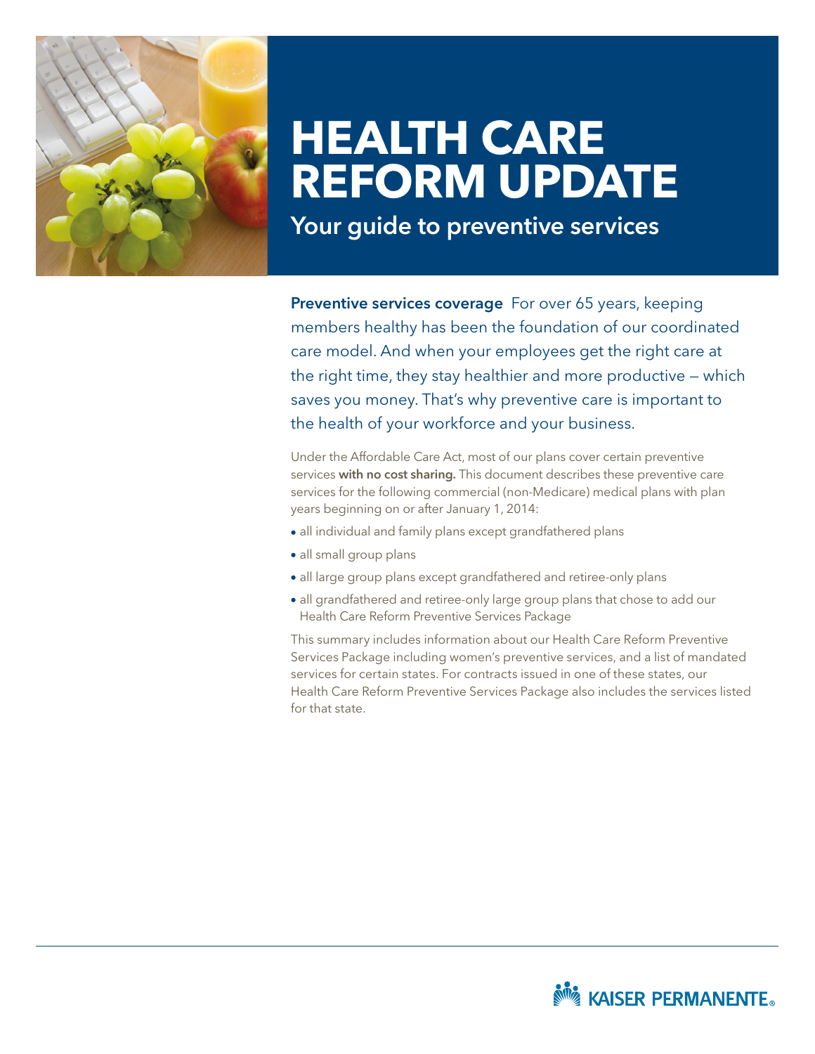# HEALTH CARE REFORM UPDATE

## Your guide to preventive services

**Preventive services coverage** For over 65 years, keeping members healthy has been the foundation of our coordinated care model. And when your employees get the right care at the right time, they stay healthier and more productive — which saves you money. That's why preventive care is important to the health of your workforce and your business.

Under the Affordable Care Act, most of our plans cover certain preventive services **with no cost sharing.** This document describes these preventive care services for the following commercial (non-Medicare) medical plans with plan years beginning on or after January 1, 2014:

- all individual and family plans except grandfathered plans
- all small group plans
- all large group plans except grandfathered and retiree-only plans
- all grandfathered and retiree-only large group plans that chose to add our Health Care Reform Preventive Services Package

This summary includes information about our Health Care Reform Preventive Services Package including women's preventive services, and a list of mandated services for certain states. For contracts issued in one of these states, our Health Care Reform Preventive Services Package also includes the services listed for that state.

KAISER PERMANENTE®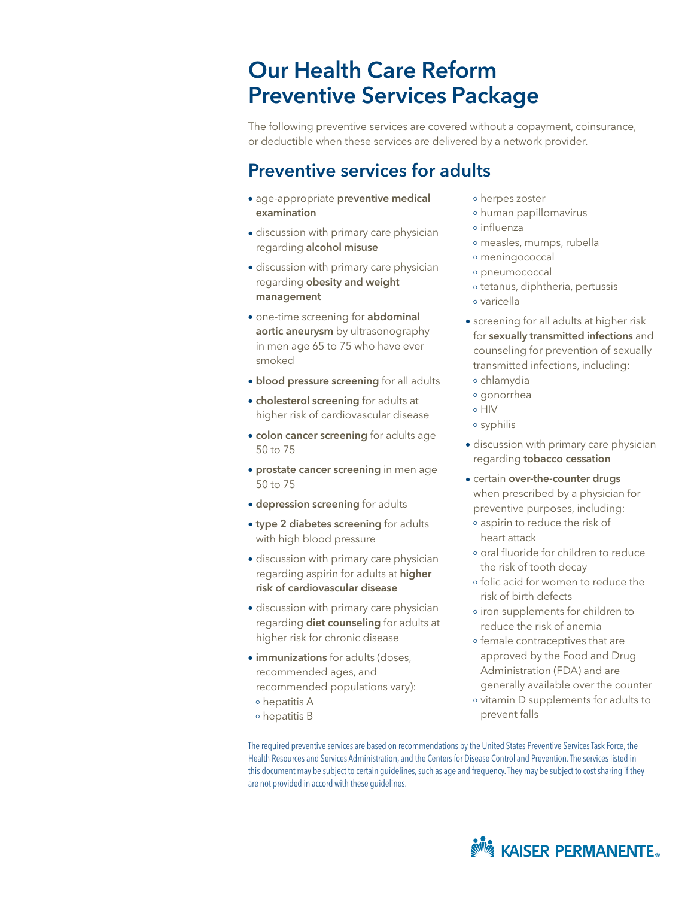# Our Health Care Reform Preventive Services Package

The following preventive services are covered without a copayment, coinsurance, or deductible when these services are delivered by a network provider.

## Preventive services for adults

- age-appropriate **preventive medical examination**
- discussion with primary care physician regarding **alcohol misuse**
- discussion with primary care physician regarding **obesity and weight management**
- one-time screening for **abdominal aortic aneurysm** by ultrasonography in men age 65 to 75 who have ever smoked
- **blood pressure screening** for all adults
- **cholesterol screening** for adults at higher risk of cardiovascular disease
- **colon cancer screening** for adults age 50 to 75
- **prostate cancer screening** in men age 50 to 75
- **depression screening** for adults
- **type 2 diabetes screening** for adults with high blood pressure
- discussion with primary care physician regarding aspirin for adults at **higher risk of cardiovascular disease**
- discussion with primary care physician regarding **diet counseling** for adults at higher risk for chronic disease
- **immunizations** for adults (doses, recommended ages, and recommended populations vary):
  - hepatitis A
  - hepatitis B
  - herpes zoster
  - human papillomavirus
  - influenza
  - measles, mumps, rubella
  - meningococcal
  - pneumococcal
  - tetanus, diphtheria, pertussis
  - varicella
- screening for all adults at higher risk for **sexually transmitted infections** and counseling for prevention of sexually transmitted infections, including:
  - chlamydia
  - gonorrhea
  - HIV
  - syphilis
- discussion with primary care physician regarding **tobacco cessation**
- certain **over-the-counter drugs** when prescribed by a physician for preventive purposes, including:
  - aspirin to reduce the risk of heart attack
  - oral fluoride for children to reduce the risk of tooth decay
  - folic acid for women to reduce the risk of birth defects
  - iron supplements for children to reduce the risk of anemia
  - female contraceptives that are approved by the Food and Drug Administration (FDA) and are generally available over the counter
  - vitamin D supplements for adults to prevent falls

The required preventive services are based on recommendations by the United States Preventive Services Task Force, the Health Resources and Services Administration, and the Centers for Disease Control and Prevention. The services listed in this document may be subject to certain guidelines, such as age and frequency. They may be subject to cost sharing if they are not provided in accord with these guidelines.

KAISER PERMANENTE®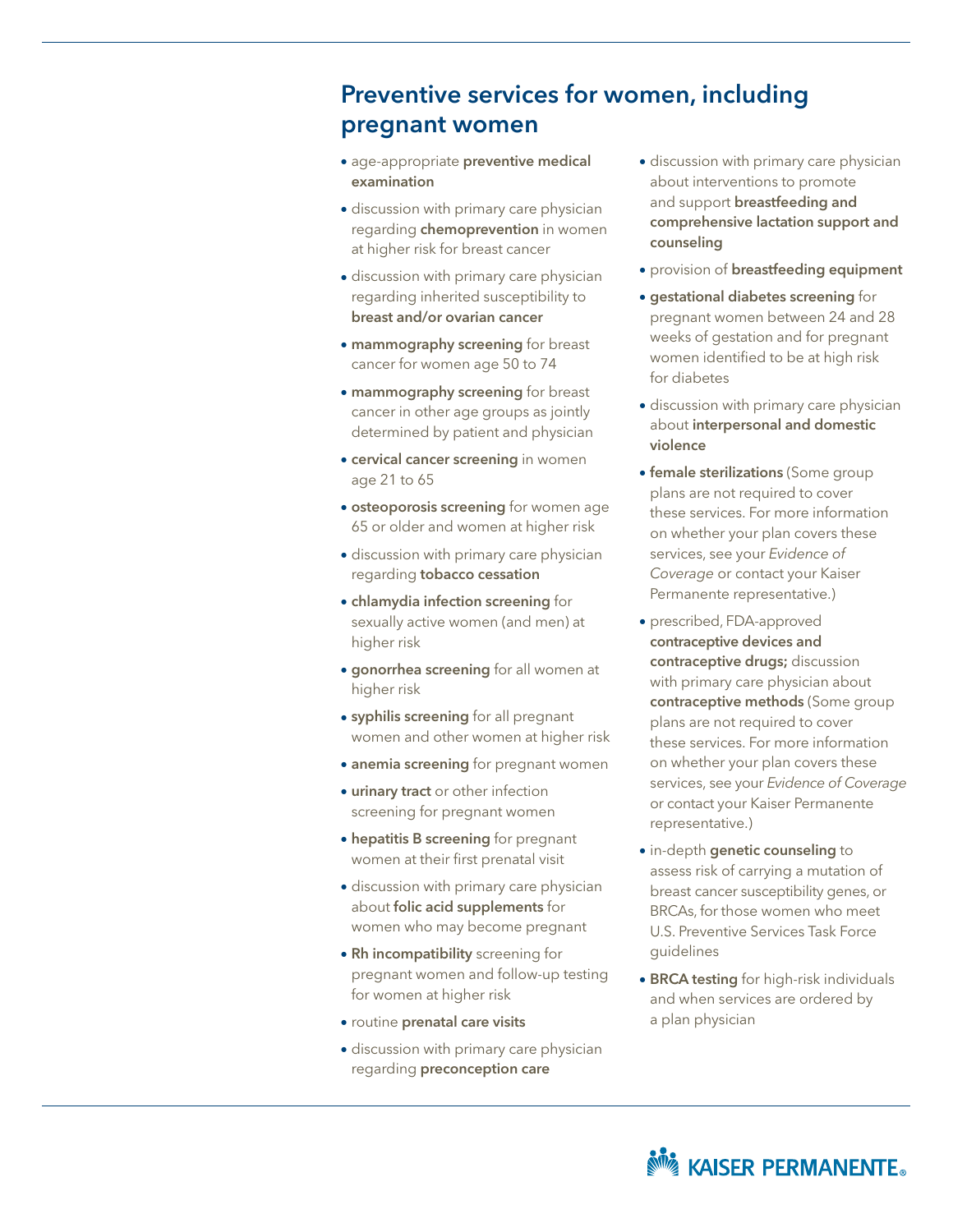## Preventive services for women, including pregnant women

- age-appropriate **preventive medical examination**
- discussion with primary care physician regarding **chemoprevention** in women at higher risk for breast cancer
- discussion with primary care physician regarding inherited susceptibility to **breast and/or ovarian cancer**
- **mammography screening** for breast cancer for women age 50 to 74
- **mammography screening** for breast cancer in other age groups as jointly determined by patient and physician
- **cervical cancer screening** in women age 21 to 65
- **osteoporosis screening** for women age 65 or older and women at higher risk
- discussion with primary care physician regarding **tobacco cessation**
- **chlamydia infection screening** for sexually active women (and men) at higher risk
- **gonorrhea screening** for all women at higher risk
- **syphilis screening** for all pregnant women and other women at higher risk
- **anemia screening** for pregnant women
- **urinary tract** or other infection screening for pregnant women
- **hepatitis B screening** for pregnant women at their first prenatal visit
- discussion with primary care physician about **folic acid supplements** for women who may become pregnant
- **Rh incompatibility** screening for pregnant women and follow-up testing for women at higher risk
- routine **prenatal care visits**
- discussion with primary care physician regarding **preconception care**
- discussion with primary care physician about interventions to promote and support **breastfeeding and comprehensive lactation support and counseling**
- provision of **breastfeeding equipment**
- **gestational diabetes screening** for pregnant women between 24 and 28 weeks of gestation and for pregnant women identified to be at high risk for diabetes
- discussion with primary care physician about **interpersonal and domestic violence**
- **female sterilizations** (Some group plans are not required to cover these services. For more information on whether your plan covers these services, see your *Evidence of Coverage* or contact your Kaiser Permanente representative.)
- prescribed, FDA-approved **contraceptive devices and contraceptive drugs;** discussion with primary care physician about **contraceptive methods** (Some group plans are not required to cover these services. For more information on whether your plan covers these services, see your *Evidence of Coverage* or contact your Kaiser Permanente representative.)
- in-depth **genetic counseling** to assess risk of carrying a mutation of breast cancer susceptibility genes, or BRCAs, for those women who meet U.S. Preventive Services Task Force guidelines
- **BRCA testing** for high-risk individuals and when services are ordered by a plan physician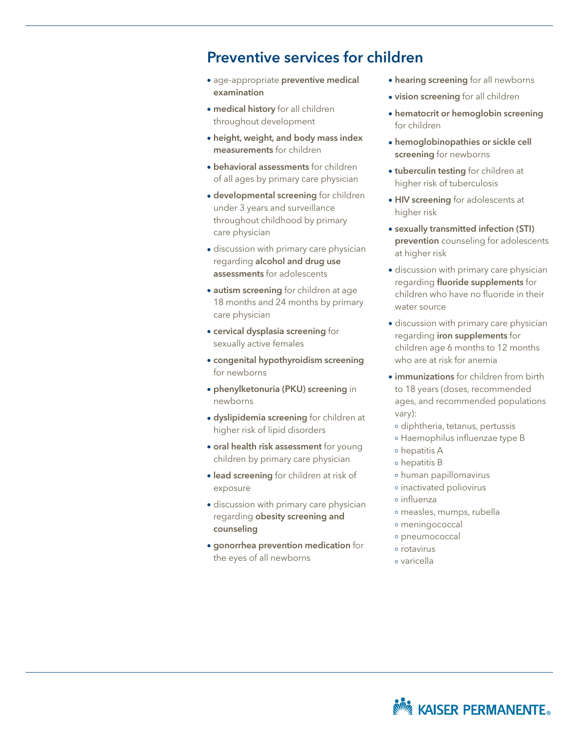## Preventive services for children

- age-appropriate **preventive medical examination**
- **medical history** for all children throughout development
- **height, weight, and body mass index measurements** for children
- **behavioral assessments** for children of all ages by primary care physician
- **developmental screening** for children under 3 years and surveillance throughout childhood by primary care physician
- discussion with primary care physician regarding **alcohol and drug use assessments** for adolescents
- **autism screening** for children at age 18 months and 24 months by primary care physician
- **cervical dysplasia screening** for sexually active females
- **congenital hypothyroidism screening** for newborns
- **phenylketonuria (PKU) screening** in newborns
- **dyslipidemia screening** for children at higher risk of lipid disorders
- **oral health risk assessment** for young children by primary care physician
- **lead screening** for children at risk of exposure
- discussion with primary care physician regarding **obesity screening and counseling**
- **gonorrhea prevention medication** for the eyes of all newborns
- **hearing screening** for all newborns
- **vision screening** for all children
- **hematocrit or hemoglobin screening** for children
- **hemoglobinopathies or sickle cell screening** for newborns
- **tuberculin testing** for children at higher risk of tuberculosis
- **HIV screening** for adolescents at higher risk
- **sexually transmitted infection (STI) prevention** counseling for adolescents at higher risk
- discussion with primary care physician regarding **fluoride supplements** for children who have no fluoride in their water source
- discussion with primary care physician regarding **iron supplements** for children age 6 months to 12 months who are at risk for anemia
- **immunizations** for children from birth to 18 years (doses, recommended ages, and recommended populations vary):
  - diphtheria, tetanus, pertussis
  - Haemophilus influenzae type B
  - hepatitis A
  - hepatitis B
  - human papillomavirus
  - inactivated poliovirus
  - influenza
  - measles, mumps, rubella
  - meningococcal
  - pneumococcal
  - rotavirus
  - varicella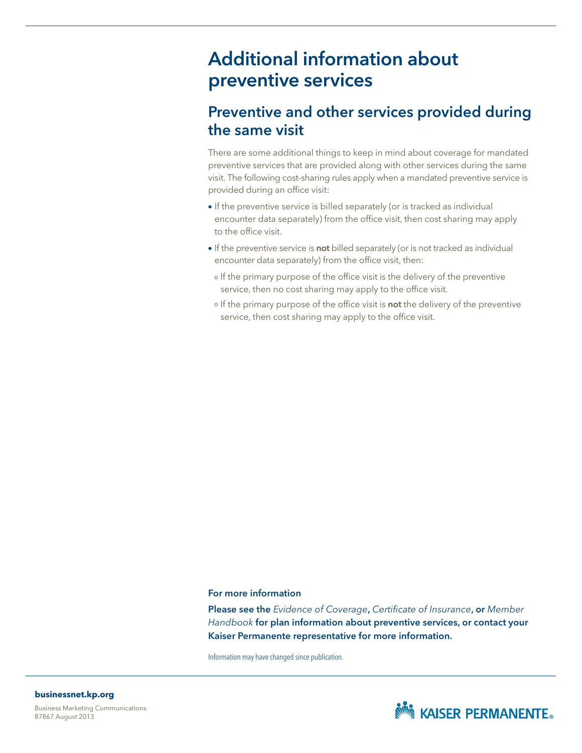# Additional information about preventive services

## Preventive and other services provided during the same visit

There are some additional things to keep in mind about coverage for mandated preventive services that are provided along with other services during the same visit. The following cost-sharing rules apply when a mandated preventive service is provided during an office visit:

- If the preventive service is billed separately (or is tracked as individual encounter data separately) from the office visit, then cost sharing may apply to the office visit.
- If the preventive service is **not** billed separately (or is not tracked as individual encounter data separately) from the office visit, then:
  - If the primary purpose of the office visit is the delivery of the preventive service, then no cost sharing may apply to the office visit.
  - If the primary purpose of the office visit is **not** the delivery of the preventive service, then cost sharing may apply to the office visit.

### For more information

**Please see the** *Evidence of Coverage*, *Certificate of Insurance*, **or** *Member Handbook* **for plan information about preventive services, or contact your Kaiser Permanente representative for more information.**

Information may have changed since publication.

**businessnet.kp.org**

Business Marketing Communications
87867 August 2013

KAISER PERMANENTE®